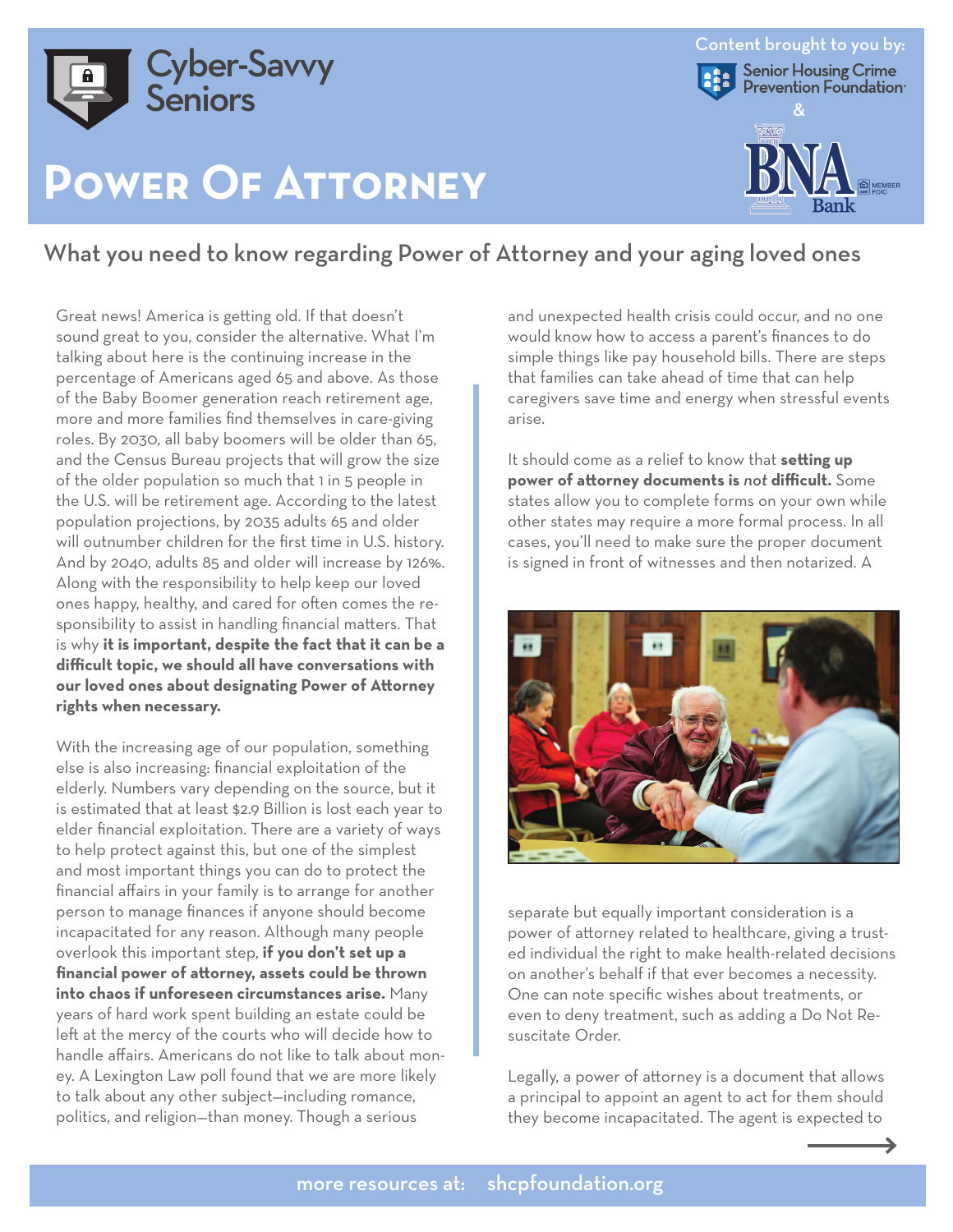Cyber-Savvy Seniors

Content brought to you by: Senior Housing Crime Prevention Foundation & BNA Bank

# Power Of Attorney

## What you need to know regarding Power of Attorney and your aging loved ones

Great news! America is getting old. If that doesn't sound great to you, consider the alternative. What I'm talking about here is the continuing increase in the percentage of Americans aged 65 and above. As those of the Baby Boomer generation reach retirement age, more and more families find themselves in care-giving roles. By 2030, all baby boomers will be older than 65, and the Census Bureau projects that will grow the size of the older population so much that 1 in 5 people in the U.S. will be retirement age. According to the latest population projections, by 2035 adults 65 and older will outnumber children for the first time in U.S. history. And by 2040, adults 85 and older will increase by 126%. Along with the responsibility to help keep our loved ones happy, healthy, and cared for often comes the responsibility to assist in handling financial matters. That is why **it is important, despite the fact that it can be a difficult topic, we should all have conversations with our loved ones about designating Power of Attorney rights when necessary.**

With the increasing age of our population, something else is also increasing: financial exploitation of the elderly. Numbers vary depending on the source, but it is estimated that at least $2.9 Billion is lost each year to elder financial exploitation. There are a variety of ways to help protect against this, but one of the simplest and most important things you can do to protect the financial affairs in your family is to arrange for another person to manage finances if anyone should become incapacitated for any reason. Although many people overlook this important step, **if you don't set up a financial power of attorney, assets could be thrown into chaos if unforeseen circumstances arise.** Many years of hard work spent building an estate could be left at the mercy of the courts who will decide how to handle affairs. Americans do not like to talk about money. A Lexington Law poll found that we are more likely to talk about any other subject—including romance, politics, and religion—than money. Though a serious and unexpected health crisis could occur, and no one would know how to access a parent's finances to do simple things like pay household bills. There are steps that families can take ahead of time that can help caregivers save time and energy when stressful events arise.

It should come as a relief to know that **setting up power of attorney documents is *not* difficult.** Some states allow you to complete forms on your own while other states may require a more formal process. In all cases, you'll need to make sure the proper document is signed in front of witnesses and then notarized. A separate but equally important consideration is a power of attorney related to healthcare, giving a trusted individual the right to make health-related decisions on another's behalf if that ever becomes a necessity. One can note specific wishes about treatments, or even to deny treatment, such as adding a Do Not Resuscitate Order.

Legally, a power of attorney is a document that allows a principal to appoint an agent to act for them should they become incapacitated. The agent is expected to

more resources at: shcpfoundation.org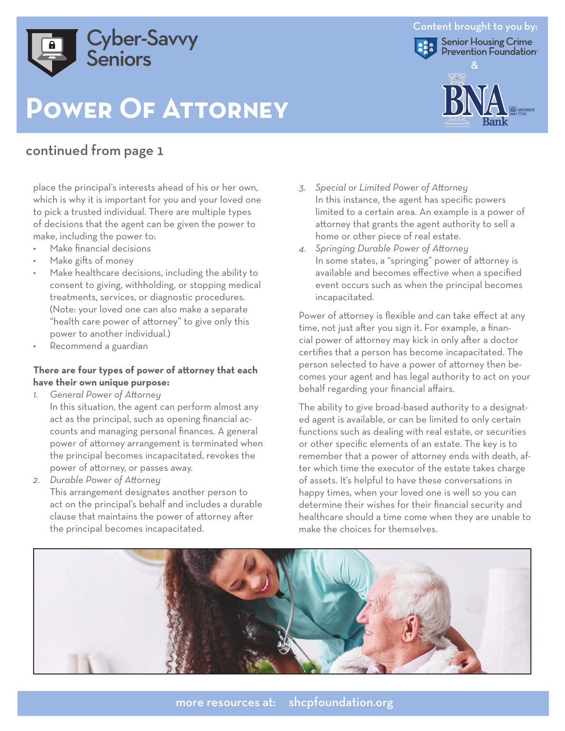# Power Of Attorney

Cyber-Savvy Seniors

Content brought to you by: Senior Housing Crime Prevention Foundation & BNA Bank

## continued from page 1

place the principal's interests ahead of his or her own, which is why it is important for you and your loved one to pick a trusted individual. There are multiple types of decisions that the agent can be given the power to make, including the power to:

- Make financial decisions
- Make gifts of money
- Make healthcare decisions, including the ability to consent to giving, withholding, or stopping medical treatments, services, or diagnostic procedures. (Note: your loved one can also make a separate "health care power of attorney" to give only this power to another individual.)
- Recommend a guardian

**There are four types of power of attorney that each have their own unique purpose:**

1. *General Power of Attorney*
   In this situation, the agent can perform almost any act as the principal, such as opening financial accounts and managing personal finances. A general power of attorney arrangement is terminated when the principal becomes incapacitated, revokes the power of attorney, or passes away.
2. *Durable Power of Attorney*
   This arrangement designates another person to act on the principal's behalf and includes a durable clause that maintains the power of attorney after the principal becomes incapacitated.
3. *Special or Limited Power of Attorney*
   In this instance, the agent has specific powers limited to a certain area. An example is a power of attorney that grants the agent authority to sell a home or other piece of real estate.
4. *Springing Durable Power of Attorney*
   In some states, a "springing" power of attorney is available and becomes effective when a specified event occurs such as when the principal becomes incapacitated.

Power of attorney is flexible and can take effect at any time, not just after you sign it. For example, a financial power of attorney may kick in only after a doctor certifies that a person has become incapacitated. The person selected to have a power of attorney then becomes your agent and has legal authority to act on your behalf regarding your financial affairs.

The ability to give broad-based authority to a designated agent is available, or can be limited to only certain functions such as dealing with real estate, or securities or other specific elements of an estate. The key is to remember that a power of attorney ends with death, after which time the executor of the estate takes charge of assets. It's helpful to have these conversations in happy times, when your loved one is well so you can determine their wishes for their financial security and healthcare should a time come when they are unable to make the choices for themselves.

more resources at: shcpfoundation.org